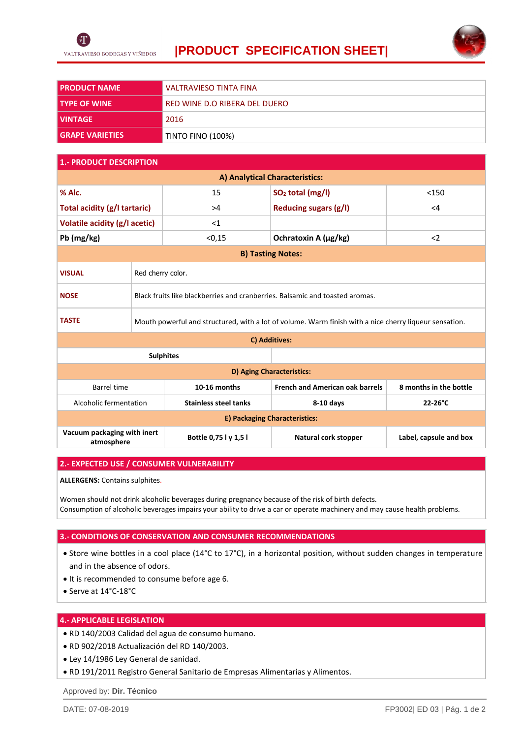VALTRAVIESO BODEGAS Y VIÑEDOS

# |PRODUCT SPECIFICATION SHEET|

| PRODUCT NAME | VALTRAVIESO TINTA FINA |
|---|---|
| TYPE OF WINE | RED WINE D.O RIBERA DEL DUERO |
| VINTAGE | 2016 |
| GRAPE VARIETIES | TINTO FINO (100%) |

## 1.- PRODUCT DESCRIPTION

**A) Analytical Characteristics:**

| % Alc. | 15 | $SO_2$ total (mg/l) | <150 |
|---|---|---|---|
| Total acidity (g/l tartaric) | >4 | Reducing sugars (g/l) | <4 |
| Volatile acidity (g/l acetic) | <1 | | |
| Pb (mg/kg) | <0,15 | Ochratoxin A (µg/kg) | <2 |

**B) Tasting Notes:**

| VISUAL | Red cherry color. |
|---|---|
| NOSE | Black fruits like blackberries and cranberries. Balsamic and toasted aromas. |
| TASTE | Mouth powerful and structured, with a lot of volume. Warm finish with a nice cherry liqueur sensation. |

**C) Additives:**

| Sulphites | |
|---|---|

**D) Aging Characteristics:**

| Barrel time | 10-16 months | French and American oak barrels | 8 months in the bottle |
|---|---|---|---|
| Alcoholic fermentation | Stainless steel tanks | 8-10 days | 22-26°C |

**E) Packaging Characteristics:**

| Vacuum packaging with inert atmosphere | Bottle 0,75 l y 1,5 l | Natural cork stopper | Label, capsule and box |
|---|---|---|---|

## 2.- EXPECTED USE / CONSUMER VULNERABILITY

**ALLERGENS:** Contains sulphites.

Women should not drink alcoholic beverages during pregnancy because of the risk of birth defects.
Consumption of alcoholic beverages impairs your ability to drive a car or operate machinery and may cause health problems.

## 3.- CONDITIONS OF CONSERVATION AND CONSUMER RECOMMENDATIONS

- Store wine bottles in a cool place (14°C to 17°C), in a horizontal position, without sudden changes in temperature and in the absence of odors.
- It is recommended to consume before age 6.
- Serve at 14°C-18°C

## 4.- APPLICABLE LEGISLATION

- RD 140/2003 Calidad del agua de consumo humano.
- RD 902/2018 Actualización del RD 140/2003.
- Ley 14/1986 Ley General de sanidad.
- RD 191/2011 Registro General Sanitario de Empresas Alimentarias y Alimentos.

Approved by: **Dir. Técnico**

DATE: 07-08-2019

FP3002| ED 03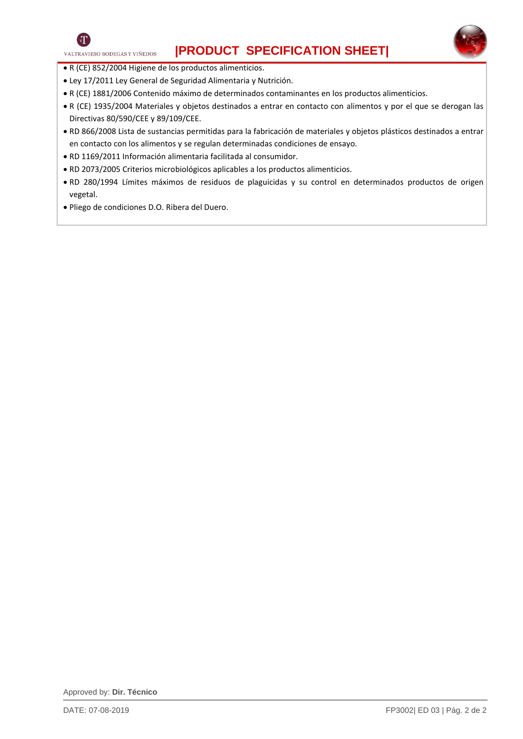- R (CE) 852/2004 Higiene de los productos alimenticios.
- Ley 17/2011 Ley General de Seguridad Alimentaria y Nutrición.
- R (CE) 1881/2006 Contenido máximo de determinados contaminantes en los productos alimenticios.
- R (CE) 1935/2004 Materiales y objetos destinados a entrar en contacto con alimentos y por el que se derogan las Directivas 80/590/CEE y 89/109/CEE.
- RD 866/2008 Lista de sustancias permitidas para la fabricación de materiales y objetos plásticos destinados a entrar en contacto con los alimentos y se regulan determinadas condiciones de ensayo.
- RD 1169/2011 Información alimentaria facilitada al consumidor.
- RD 2073/2005 Criterios microbiológicos aplicables a los productos alimenticios.
- RD 280/1994 Límites máximos de residuos de plaguicidas y su control en determinados productos de origen vegetal.
- Pliego de condiciones D.O. Ribera del Duero.

Approved by: **Dir. Técnico**

DATE: 07-08-2019